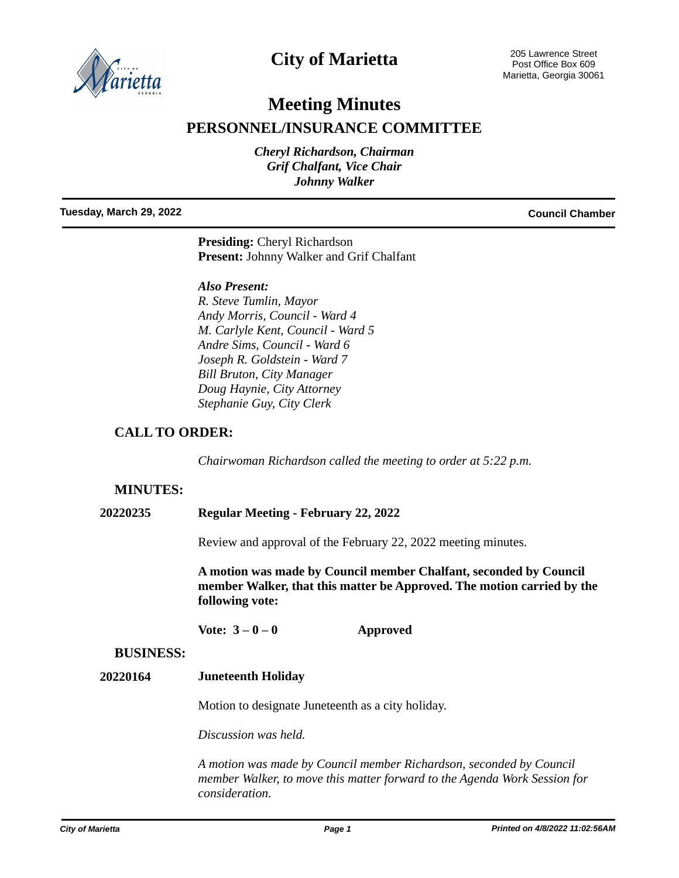# City of Marietta

205 Lawrence Street
Post Office Box 609
Marietta, Georgia 30061

# Meeting Minutes

## PERSONNEL/INSURANCE COMMITTEE

*Cheryl Richardson, Chairman*
*Grif Chalfant, Vice Chair*
*Johnny Walker*

**Tuesday, March 29, 2022** **Council Chamber**

**Presiding:** Cheryl Richardson
**Present:** Johnny Walker and Grif Chalfant

***Also Present:***
*R. Steve Tumlin, Mayor*
*Andy Morris, Council - Ward 4*
*M. Carlyle Kent, Council - Ward 5*
*Andre Sims, Council - Ward 6*
*Joseph R. Goldstein - Ward 7*
*Bill Bruton, City Manager*
*Doug Haynie, City Attorney*
*Stephanie Guy, City Clerk*

### CALL TO ORDER:

*Chairwoman Richardson called the meeting to order at 5:22 p.m.*

### MINUTES:

**20220235** **Regular Meeting - February 22, 2022**

Review and approval of the February 22, 2022 meeting minutes.

**A motion was made by Council member Chalfant, seconded by Council member Walker, that this matter be Approved. The motion carried by the following vote:**

**Vote: 3 – 0 – 0** **Approved**

### BUSINESS:

**20220164** **Juneteenth Holiday**

Motion to designate Juneteenth as a city holiday.

*Discussion was held.*

*A motion was made by Council member Richardson, seconded by Council member Walker, to move this matter forward to the Agenda Work Session for consideration.*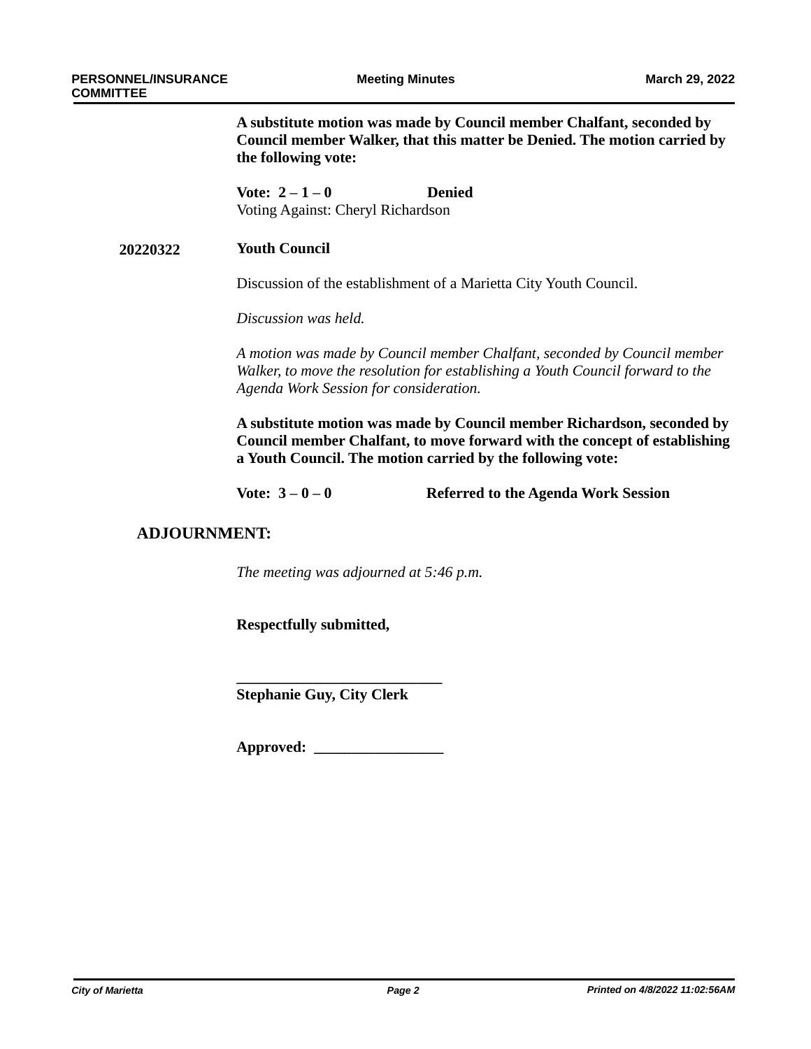**A substitute motion was made by Council member Chalfant, seconded by Council member Walker, that this matter be Denied. The motion carried by the following vote:**

**Vote: 2 – 1 – 0** **Denied**
Voting Against: Cheryl Richardson

**20220322** **Youth Council**

Discussion of the establishment of a Marietta City Youth Council.

*Discussion was held.*

*A motion was made by Council member Chalfant, seconded by Council member Walker, to move the resolution for establishing a Youth Council forward to the Agenda Work Session for consideration.*

**A substitute motion was made by Council member Richardson, seconded by Council member Chalfant, to move forward with the concept of establishing a Youth Council. The motion carried by the following vote:**

**Vote: 3 – 0 – 0** **Referred to the Agenda Work Session**

## ADJOURNMENT:

*The meeting was adjourned at 5:46 p.m.*

**Respectfully submitted,**

**___________________________**
**Stephanie Guy, City Clerk**

**Approved: _________________**